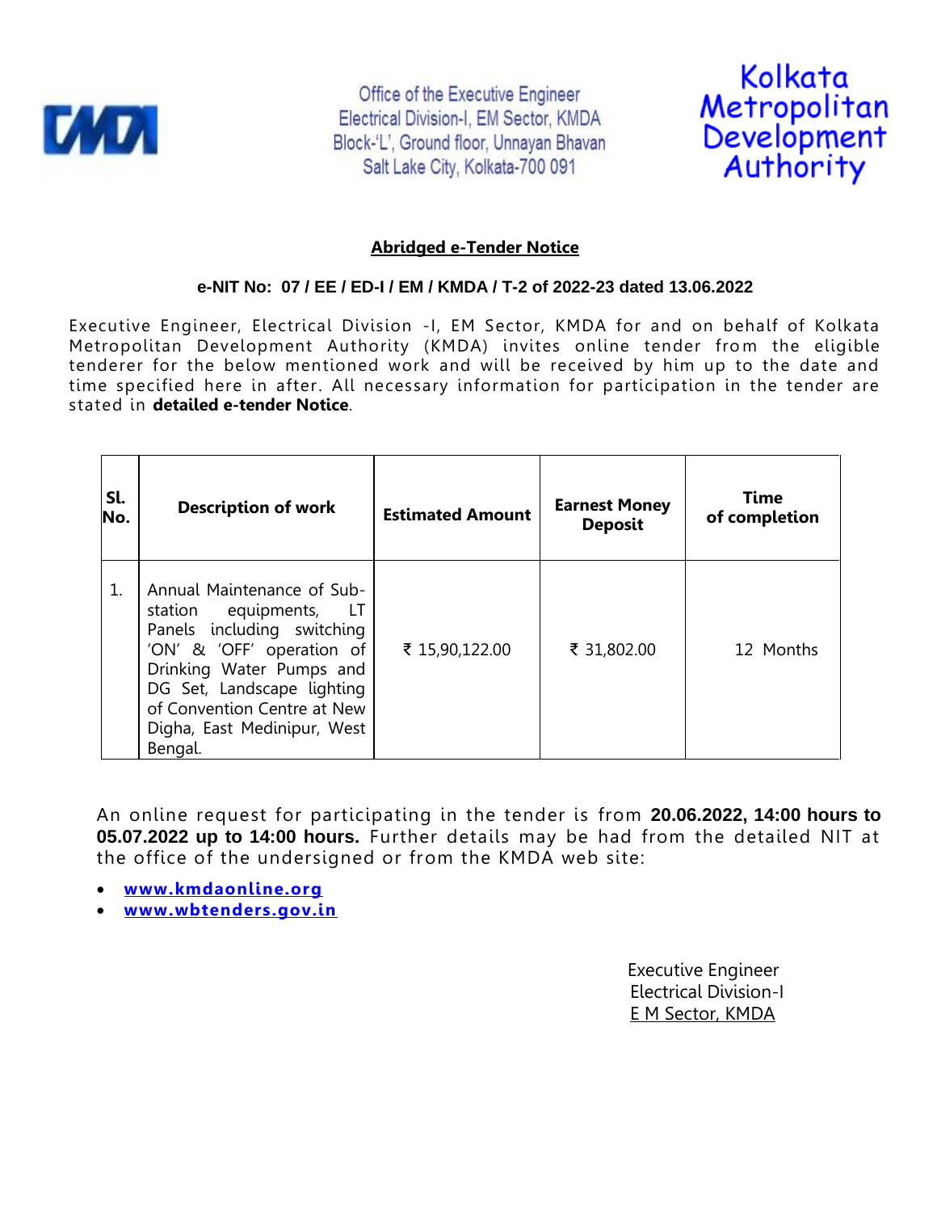Office of the Executive Engineer
Electrical Division-I, EM Sector, KMDA
Block-'L', Ground floor, Unnayan Bhavan
Salt Lake City, Kolkata-700 091

Kolkata Metropolitan Development Authority

## Abridged e-Tender Notice

**e-NIT No: 07 / EE / ED-I / EM / KMDA / T-2 of 2022-23 dated 13.06.2022**

Executive Engineer, Electrical Division -I, EM Sector, KMDA for and on behalf of Kolkata Metropolitan Development Authority (KMDA) invites online tender from the eligible tenderer for the below mentioned work and will be received by him up to the date and time specified here in after. All necessary information for participation in the tender are stated in **detailed e-tender Notice**.

| Sl. No. | Description of work | Estimated Amount | Earnest Money Deposit | Time of completion |
|---|---|---|---|---|
| 1. | Annual Maintenance of Sub-station equipments, LT Panels including switching 'ON' & 'OFF' operation of Drinking Water Pumps and DG Set, Landscape lighting of Convention Centre at New Digha, East Medinipur, West Bengal. | ₹ 15,90,122.00 | ₹ 31,802.00 | 12 Months |

An online request for participating in the tender is from **20.06.2022, 14:00 hours to 05.07.2022 up to 14:00 hours.** Further details may be had from the detailed NIT at the office of the undersigned or from the KMDA web site:

- **www.kmdaonline.org**
- **www.wbtenders.gov.in**

Executive Engineer
Electrical Division-I
E M Sector, KMDA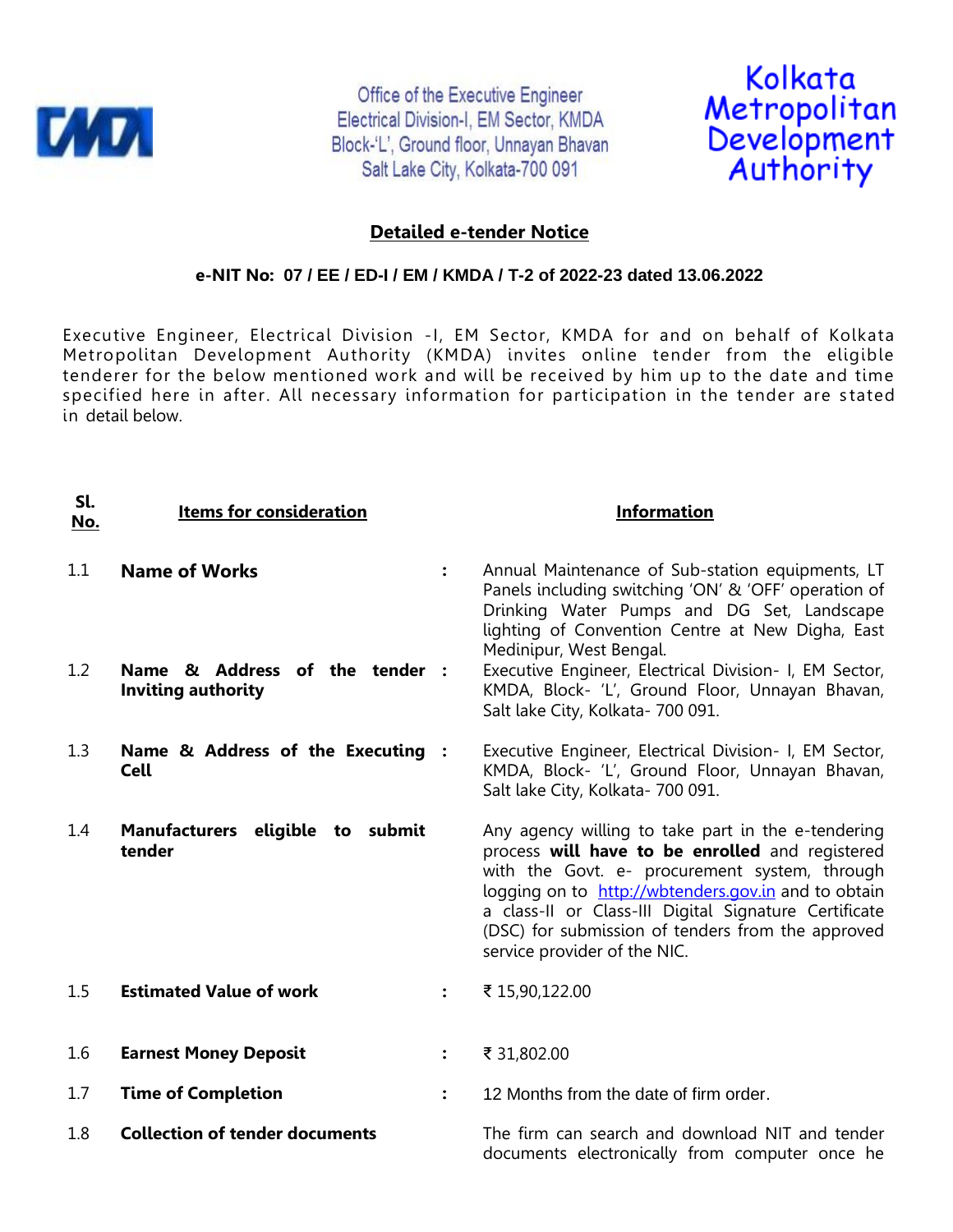Office of the Executive Engineer
Electrical Division-I, EM Sector, KMDA
Block-'L', Ground floor, Unnayan Bhavan
Salt Lake City, Kolkata-700 091

Kolkata Metropolitan Development Authority

## Detailed e-tender Notice

**e-NIT No: 07 / EE / ED-I / EM / KMDA / T-2 of 2022-23 dated 13.06.2022**

Executive Engineer, Electrical Division -I, EM Sector, KMDA for and on behalf of Kolkata Metropolitan Development Authority (KMDA) invites online tender from the eligible tenderer for the below mentioned work and will be received by him up to the date and time specified here in after. All necessary information for participation in the tender are stated in detail below.

| Sl. No. | Items for consideration | | Information |
|---|---|---|---|
| 1.1 | **Name of Works** | : | Annual Maintenance of Sub-station equipments, LT Panels including switching 'ON' & 'OFF' operation of Drinking Water Pumps and DG Set, Landscape lighting of Convention Centre at New Digha, East Medinipur, West Bengal. |
| 1.2 | **Name & Address of the tender Inviting authority** | : | Executive Engineer, Electrical Division- I, EM Sector, KMDA, Block- 'L', Ground Floor, Unnayan Bhavan, Salt lake City, Kolkata- 700 091. |
| 1.3 | **Name & Address of the Executing Cell** | : | Executive Engineer, Electrical Division- I, EM Sector, KMDA, Block- 'L', Ground Floor, Unnayan Bhavan, Salt lake City, Kolkata- 700 091. |
| 1.4 | **Manufacturers eligible to submit tender** | | Any agency willing to take part in the e-tendering process **will have to be enrolled** and registered with the Govt. e- procurement system, through logging on to http://wbtenders.gov.in and to obtain a class-II or Class-III Digital Signature Certificate (DSC) for submission of tenders from the approved service provider of the NIC. |
| 1.5 | **Estimated Value of work** | : | ₹ 15,90,122.00 |
| 1.6 | **Earnest Money Deposit** | : | ₹ 31,802.00 |
| 1.7 | **Time of Completion** | : | 12 Months from the date of firm order. |
| 1.8 | **Collection of tender documents** | | The firm can search and download NIT and tender documents electronically from computer once he |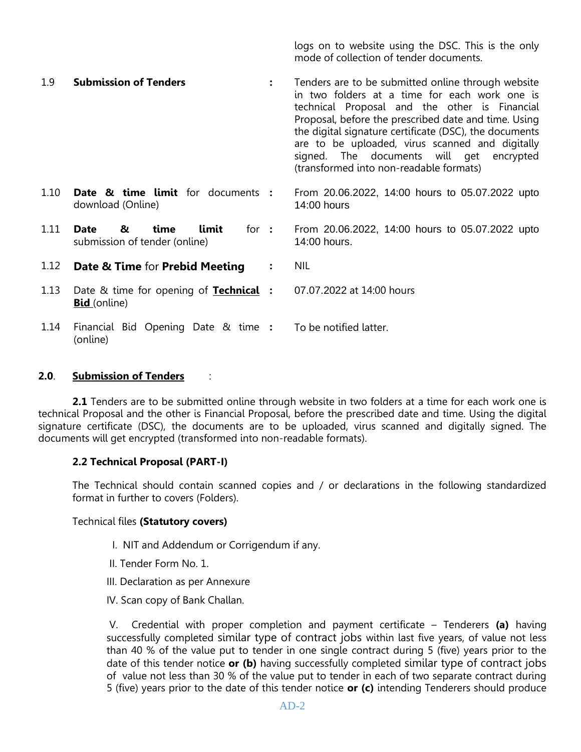| | | | |
|---|---|---|---|
| | | | logs on to website using the DSC. This is the only mode of collection of tender documents. |
| 1.9 | **Submission of Tenders** | : | Tenders are to be submitted online through website in two folders at a time for each work one is technical Proposal and the other is Financial Proposal, before the prescribed date and time. Using the digital signature certificate (DSC), the documents are to be uploaded, virus scanned and digitally signed. The documents will get encrypted (transformed into non-readable formats) |
| 1.10 | **Date & time limit** for documents download (Online) | : | From 20.06.2022, 14:00 hours to 05.07.2022 upto 14:00 hours |
| 1.11 | **Date & time limit** for submission of tender (online) | : | From 20.06.2022, 14:00 hours to 05.07.2022 upto 14:00 hours. |
| 1.12 | **Date & Time** for **Prebid Meeting** | : | NIL |
| 1.13 | Date & time for opening of **Technical Bid** (online) | : | 07.07.2022 at 14:00 hours |
| 1.14 | Financial Bid Opening Date & time (online) | : | To be notified latter. |

**2.0**. **Submission of Tenders** :

**2.1** Tenders are to be submitted online through website in two folders at a time for each work one is technical Proposal and the other is Financial Proposal, before the prescribed date and time. Using the digital signature certificate (DSC), the documents are to be uploaded, virus scanned and digitally signed. The documents will get encrypted (transformed into non-readable formats).

**2.2 Technical Proposal (PART-I)**

The Technical should contain scanned copies and / or declarations in the following standardized format in further to covers (Folders).

Technical files **(Statutory covers)**

I. NIT and Addendum or Corrigendum if any.

II. Tender Form No. 1.

III. Declaration as per Annexure

IV. Scan copy of Bank Challan.

V. Credential with proper completion and payment certificate – Tenderers **(a)** having successfully completed similar type of contract jobs within last five years, of value not less than 40 % of the value put to tender in one single contract during 5 (five) years prior to the date of this tender notice **or (b)** having successfully completed similar type of contract jobs of value not less than 30 % of the value put to tender in each of two separate contract during 5 (five) years prior to the date of this tender notice **or (c)** intending Tenderers should produce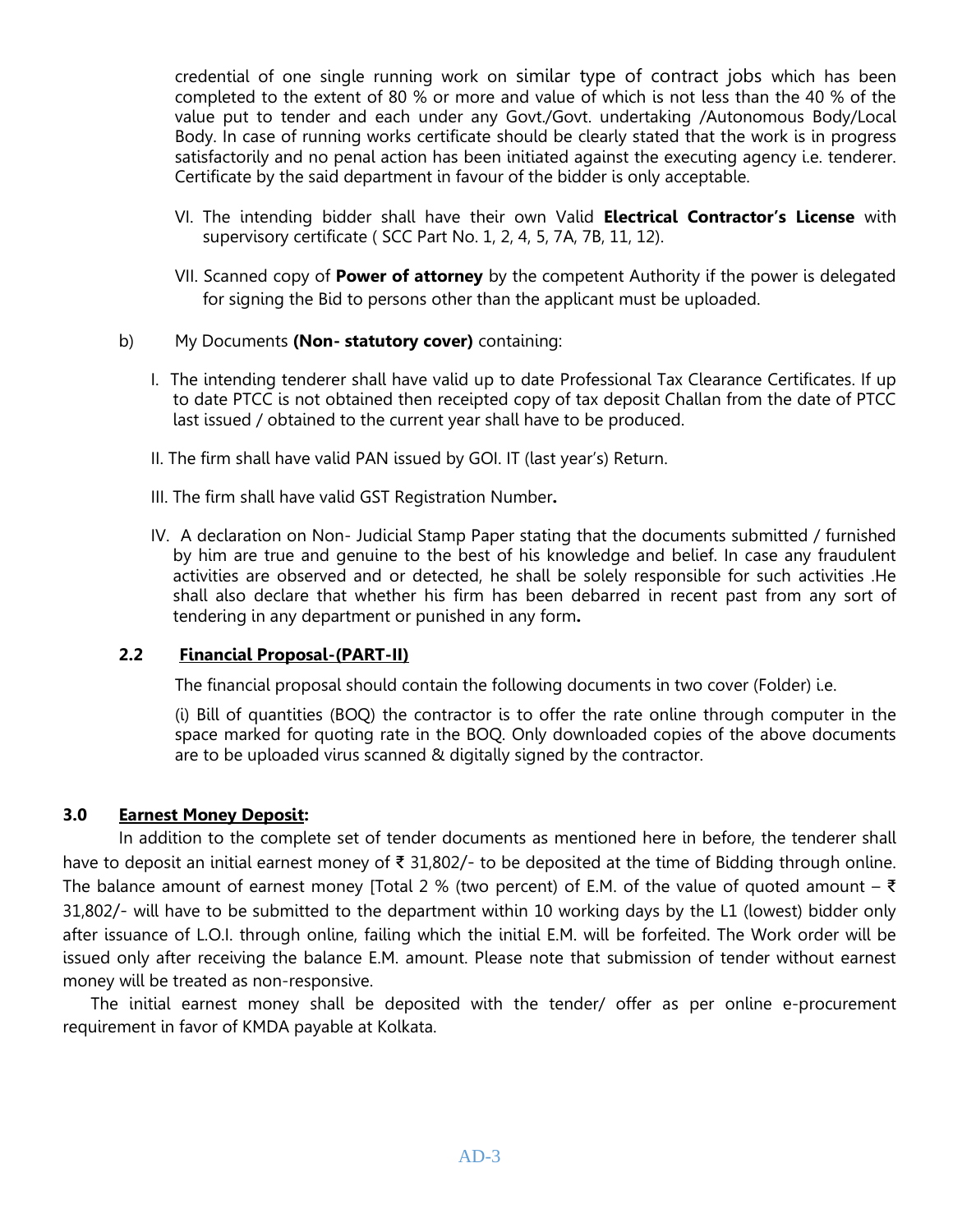credential of one single running work on similar type of contract jobs which has been completed to the extent of 80 % or more and value of which is not less than the 40 % of the value put to tender and each under any Govt./Govt. undertaking /Autonomous Body/Local Body. In case of running works certificate should be clearly stated that the work is in progress satisfactorily and no penal action has been initiated against the executing agency i.e. tenderer. Certificate by the said department in favour of the bidder is only acceptable.

VI. The intending bidder shall have their own Valid **Electrical Contractor's License** with supervisory certificate ( SCC Part No. 1, 2, 4, 5, 7A, 7B, 11, 12).

VII. Scanned copy of **Power of attorney** by the competent Authority if the power is delegated for signing the Bid to persons other than the applicant must be uploaded.

b) My Documents **(Non- statutory cover)** containing:

I. The intending tenderer shall have valid up to date Professional Tax Clearance Certificates. If up to date PTCC is not obtained then receipted copy of tax deposit Challan from the date of PTCC last issued / obtained to the current year shall have to be produced.

II. The firm shall have valid PAN issued by GOI. IT (last year's) Return.

III. The firm shall have valid GST Registration Number**.**

IV. A declaration on Non- Judicial Stamp Paper stating that the documents submitted / furnished by him are true and genuine to the best of his knowledge and belief. In case any fraudulent activities are observed and or detected, he shall be solely responsible for such activities .He shall also declare that whether his firm has been debarred in recent past from any sort of tendering in any department or punished in any form**.**

### 2.2 Financial Proposal-(PART-II)

The financial proposal should contain the following documents in two cover (Folder) i.e.

(i) Bill of quantities (BOQ) the contractor is to offer the rate online through computer in the space marked for quoting rate in the BOQ. Only downloaded copies of the above documents are to be uploaded virus scanned & digitally signed by the contractor.

## 3.0 Earnest Money Deposit:

In addition to the complete set of tender documents as mentioned here in before, the tenderer shall have to deposit an initial earnest money of ₹ 31,802/- to be deposited at the time of Bidding through online. The balance amount of earnest money [Total 2 % (two percent) of E.M. of the value of quoted amount – ₹ 31,802/- will have to be submitted to the department within 10 working days by the L1 (lowest) bidder only after issuance of L.O.I. through online, failing which the initial E.M. will be forfeited. The Work order will be issued only after receiving the balance E.M. amount. Please note that submission of tender without earnest money will be treated as non-responsive.

The initial earnest money shall be deposited with the tender/ offer as per online e-procurement requirement in favor of KMDA payable at Kolkata.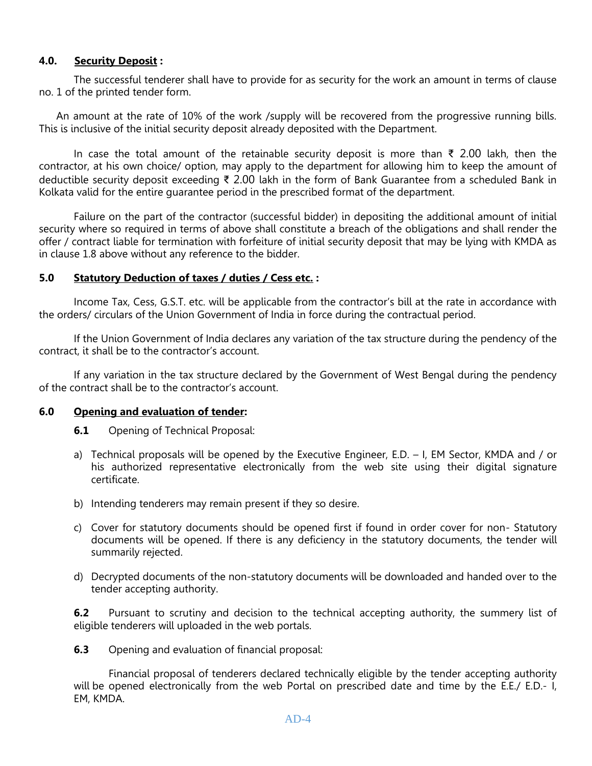### 4.0. Security Deposit :

The successful tenderer shall have to provide for as security for the work an amount in terms of clause no. 1 of the printed tender form.

An amount at the rate of 10% of the work /supply will be recovered from the progressive running bills. This is inclusive of the initial security deposit already deposited with the Department.

In case the total amount of the retainable security deposit is more than ₹ 2.00 lakh, then the contractor, at his own choice/ option, may apply to the department for allowing him to keep the amount of deductible security deposit exceeding ₹ 2.00 lakh in the form of Bank Guarantee from a scheduled Bank in Kolkata valid for the entire guarantee period in the prescribed format of the department.

Failure on the part of the contractor (successful bidder) in depositing the additional amount of initial security where so required in terms of above shall constitute a breach of the obligations and shall render the offer / contract liable for termination with forfeiture of initial security deposit that may be lying with KMDA as in clause 1.8 above without any reference to the bidder.

### 5.0 Statutory Deduction of taxes / duties / Cess etc. :

Income Tax, Cess, G.S.T. etc. will be applicable from the contractor's bill at the rate in accordance with the orders/ circulars of the Union Government of India in force during the contractual period.

If the Union Government of India declares any variation of the tax structure during the pendency of the contract, it shall be to the contractor's account.

If any variation in the tax structure declared by the Government of West Bengal during the pendency of the contract shall be to the contractor's account.

### 6.0 Opening and evaluation of tender:

**6.1** Opening of Technical Proposal:

a) Technical proposals will be opened by the Executive Engineer, E.D. – I, EM Sector, KMDA and / or his authorized representative electronically from the web site using their digital signature certificate.

b) Intending tenderers may remain present if they so desire.

c) Cover for statutory documents should be opened first if found in order cover for non- Statutory documents will be opened. If there is any deficiency in the statutory documents, the tender will summarily rejected.

d) Decrypted documents of the non-statutory documents will be downloaded and handed over to the tender accepting authority.

**6.2** Pursuant to scrutiny and decision to the technical accepting authority, the summery list of eligible tenderers will uploaded in the web portals.

**6.3** Opening and evaluation of financial proposal:

Financial proposal of tenderers declared technically eligible by the tender accepting authority will be opened electronically from the web Portal on prescribed date and time by the E.E./ E.D.- I, EM, KMDA.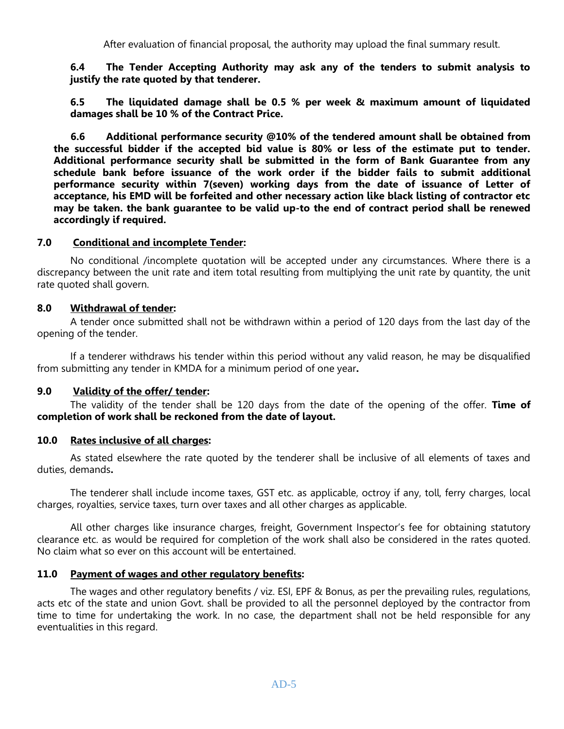After evaluation of financial proposal, the authority may upload the final summary result.

**6.4 The Tender Accepting Authority may ask any of the tenders to submit analysis to justify the rate quoted by that tenderer.**

**6.5 The liquidated damage shall be 0.5 % per week & maximum amount of liquidated damages shall be 10 % of the Contract Price.**

**6.6 Additional performance security @10% of the tendered amount shall be obtained from the successful bidder if the accepted bid value is 80% or less of the estimate put to tender. Additional performance security shall be submitted in the form of Bank Guarantee from any schedule bank before issuance of the work order if the bidder fails to submit additional performance security within 7(seven) working days from the date of issuance of Letter of acceptance, his EMD will be forfeited and other necessary action like black listing of contractor etc may be taken. the bank guarantee to be valid up-to the end of contract period shall be renewed accordingly if required.**

### 7.0 Conditional and incomplete Tender:

No conditional /incomplete quotation will be accepted under any circumstances. Where there is a discrepancy between the unit rate and item total resulting from multiplying the unit rate by quantity, the unit rate quoted shall govern.

### 8.0 Withdrawal of tender:

A tender once submitted shall not be withdrawn within a period of 120 days from the last day of the opening of the tender.

If a tenderer withdraws his tender within this period without any valid reason, he may be disqualified from submitting any tender in KMDA for a minimum period of one year**.**

### 9.0 Validity of the offer/ tender:

The validity of the tender shall be 120 days from the date of the opening of the offer. **Time of completion of work shall be reckoned from the date of layout.**

### 10.0 Rates inclusive of all charges:

As stated elsewhere the rate quoted by the tenderer shall be inclusive of all elements of taxes and duties, demands**.**

The tenderer shall include income taxes, GST etc. as applicable, octroy if any, toll, ferry charges, local charges, royalties, service taxes, turn over taxes and all other charges as applicable.

All other charges like insurance charges, freight, Government Inspector's fee for obtaining statutory clearance etc. as would be required for completion of the work shall also be considered in the rates quoted. No claim what so ever on this account will be entertained.

### 11.0 Payment of wages and other regulatory benefits:

The wages and other regulatory benefits / viz. ESI, EPF & Bonus, as per the prevailing rules, regulations, acts etc of the state and union Govt. shall be provided to all the personnel deployed by the contractor from time to time for undertaking the work. In no case, the department shall not be held responsible for any eventualities in this regard.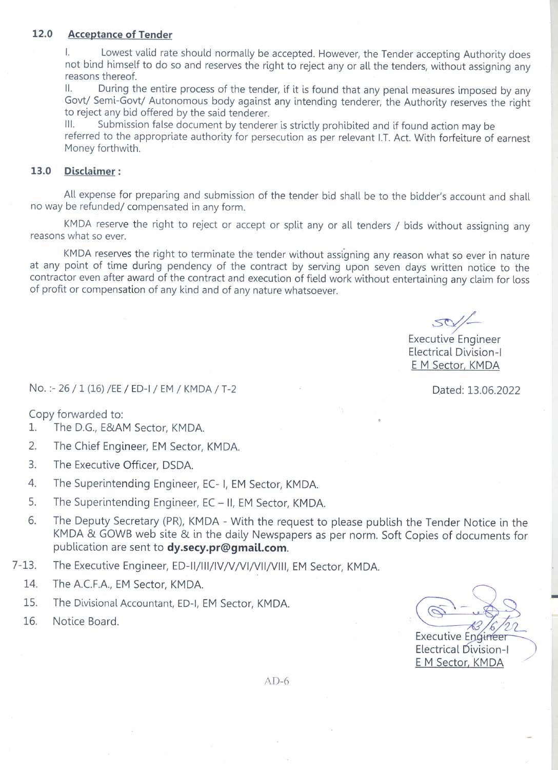## 12.0 Acceptance of Tender

I. Lowest valid rate should normally be accepted. However, the Tender accepting Authority does not bind himself to do so and reserves the right to reject any or all the tenders, without assigning any reasons thereof.

II. During the entire process of the tender, if it is found that any penal measures imposed by any Govt/ Semi-Govt/ Autonomous body against any intending tenderer, the Authority reserves the right to reject any bid offered by the said tenderer.

III. Submission false document by tenderer is strictly prohibited and if found action may be referred to the appropriate authority for persecution as per relevant I.T. Act. With forfeiture of earnest Money forthwith.

## 13.0 Disclaimer :

All expense for preparing and submission of the tender bid shall be to the bidder's account and shall no way be refunded/ compensated in any form.

KMDA reserve the right to reject or accept or split any or all tenders / bids without assigning any reasons what so ever.

KMDA reserves the right to terminate the tender without assigning any reason what so ever in nature at any point of time during pendency of the contract by serving upon seven days written notice to the contractor even after award of the contract and execution of field work without entertaining any claim for loss of profit or compensation of any kind and of any nature whatsoever.

Sd/-
Executive Engineer
Electrical Division-I
E M Sector, KMDA

No. :- 26 / 1 (16) /EE / ED-I / EM / KMDA / T-2

Dated: 13.06.2022

Copy forwarded to:

1. The D.G., E&AM Sector, KMDA.
2. The Chief Engineer, EM Sector, KMDA.
3. The Executive Officer, DSDA.
4. The Superintending Engineer, EC- I, EM Sector, KMDA.
5. The Superintending Engineer, EC – II, EM Sector, KMDA.
6. The Deputy Secretary (PR), KMDA - With the request to please publish the Tender Notice in the KMDA & GOWB web site & in the daily Newspapers as per norm. Soft Copies of documents for publication are sent to **dy.secy.pr@gmail.com**.

7-13. The Executive Engineer, ED-II/III/IV/V/VI/VII/VIII, EM Sector, KMDA.

14. The A.C.F.A., EM Sector, KMDA.
15. The Divisional Accountant, ED-I, EM Sector, KMDA.
16. Notice Board.

13/6/22
Executive Engineer
Electrical Division-I
E M Sector, KMDA

AD-6